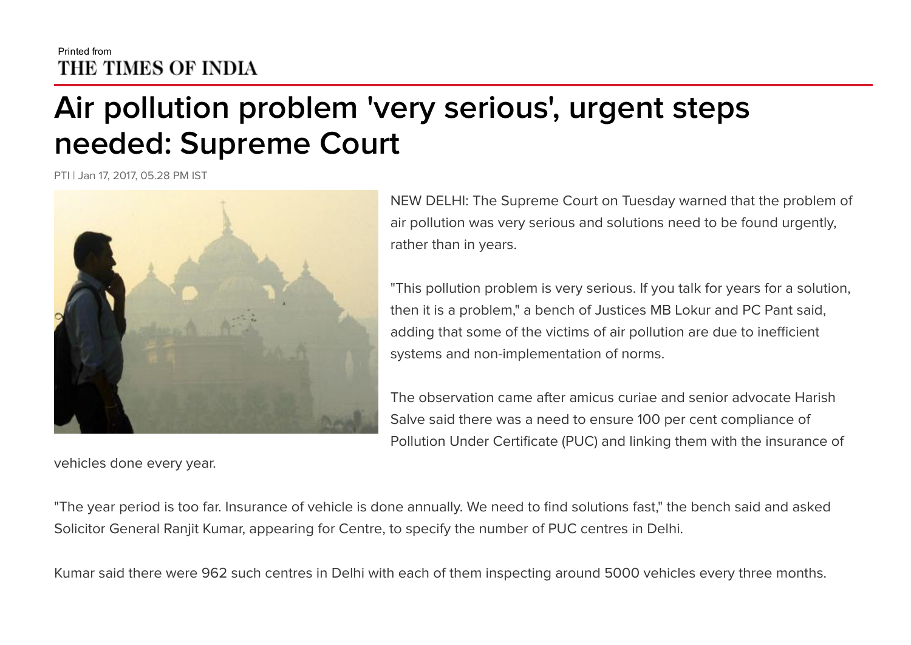Printed from
THE TIMES OF INDIA

# Air pollution problem 'very serious', urgent steps needed: Supreme Court

PTI | Jan 17, 2017, 05.28 PM IST

NEW DELHI: The Supreme Court on Tuesday warned that the problem of air pollution was very serious and solutions need to be found urgently, rather than in years.

"This pollution problem is very serious. If you talk for years for a solution, then it is a problem," a bench of Justices MB Lokur and PC Pant said, adding that some of the victims of air pollution are due to inefficient systems and non-implementation of norms.

The observation came after amicus curiae and senior advocate Harish Salve said there was a need to ensure 100 per cent compliance of Pollution Under Certificate (PUC) and linking them with the insurance of vehicles done every year.

"The year period is too far. Insurance of vehicle is done annually. We need to find solutions fast," the bench said and asked Solicitor General Ranjit Kumar, appearing for Centre, to specify the number of PUC centres in Delhi.

Kumar said there were 962 such centres in Delhi with each of them inspecting around 5000 vehicles every three months.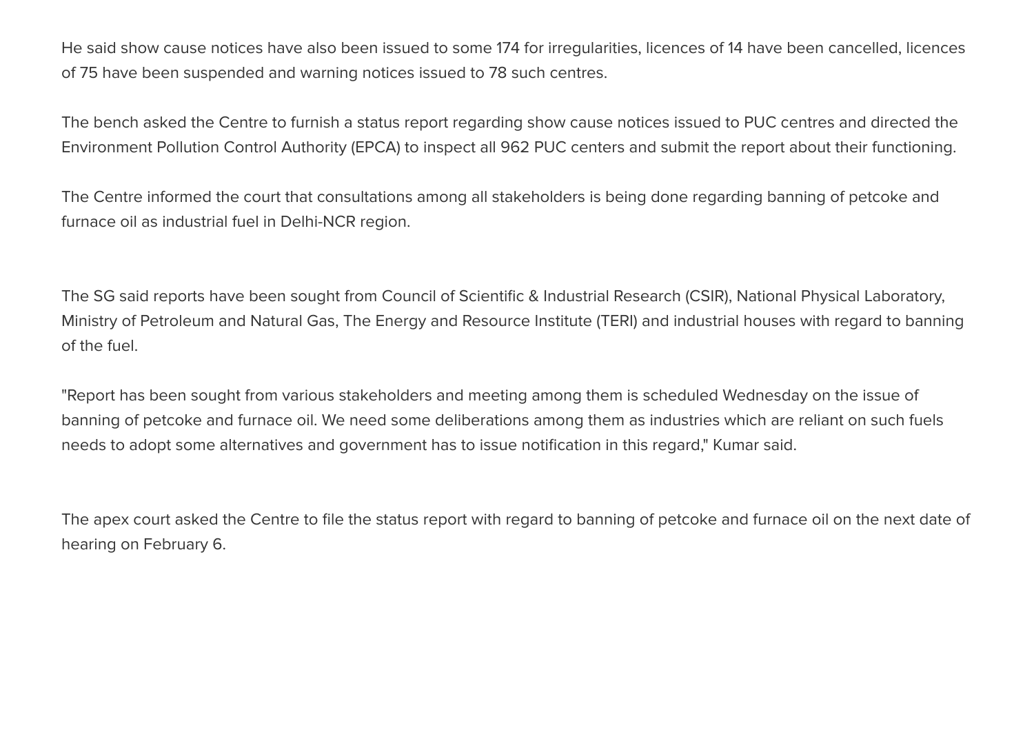He said show cause notices have also been issued to some 174 for irregularities, licences of 14 have been cancelled, licences of 75 have been suspended and warning notices issued to 78 such centres.

The bench asked the Centre to furnish a status report regarding show cause notices issued to PUC centres and directed the Environment Pollution Control Authority (EPCA) to inspect all 962 PUC centers and submit the report about their functioning.

The Centre informed the court that consultations among all stakeholders is being done regarding banning of petcoke and furnace oil as industrial fuel in Delhi-NCR region.

The SG said reports have been sought from Council of Scientific & Industrial Research (CSIR), National Physical Laboratory, Ministry of Petroleum and Natural Gas, The Energy and Resource Institute (TERI) and industrial houses with regard to banning of the fuel.

"Report has been sought from various stakeholders and meeting among them is scheduled Wednesday on the issue of banning of petcoke and furnace oil. We need some deliberations among them as industries which are reliant on such fuels needs to adopt some alternatives and government has to issue notification in this regard," Kumar said.

The apex court asked the Centre to file the status report with regard to banning of petcoke and furnace oil on the next date of hearing on February 6.